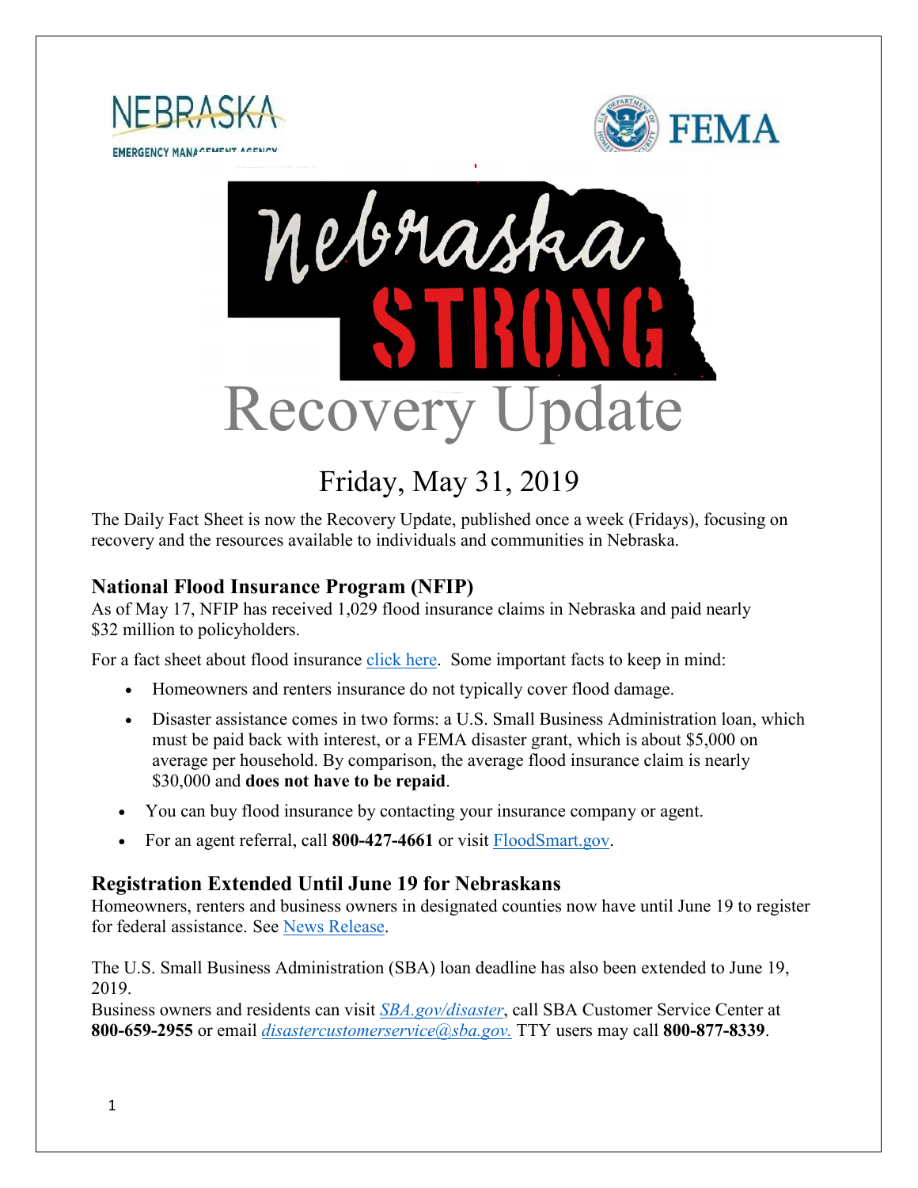NEBRASKA EMERGENCY MANAGEMENT AGENCY

FEMA

# Nebraska STRONG Recovery Update

## Friday, May 31, 2019

The Daily Fact Sheet is now the Recovery Update, published once a week (Fridays), focusing on recovery and the resources available to individuals and communities in Nebraska.

## National Flood Insurance Program (NFIP)

As of May 17, NFIP has received 1,029 flood insurance claims in Nebraska and paid nearly $32 million to policyholders.

For a fact sheet about flood insurance [click here](). Some important facts to keep in mind:

- Homeowners and renters insurance do not typically cover flood damage.
- Disaster assistance comes in two forms: a U.S. Small Business Administration loan, which must be paid back with interest, or a FEMA disaster grant, which is about $5,000 on average per household. By comparison, the average flood insurance claim is nearly $30,000 and **does not have to be repaid**.
- You can buy flood insurance by contacting your insurance company or agent.
- For an agent referral, call **800-427-4661** or visit [FloodSmart.gov]().

## Registration Extended Until June 19 for Nebraskans

Homeowners, renters and business owners in designated counties now have until June 19 to register for federal assistance. See [News Release]().

The U.S. Small Business Administration (SBA) loan deadline has also been extended to June 19, 2019.

Business owners and residents can visit *[SBA.gov/disaster]()*, call SBA Customer Service Center at **800-659-2955** or email *[disastercustomerservice@sba.gov.]()* TTY users may call **800-877-8339**.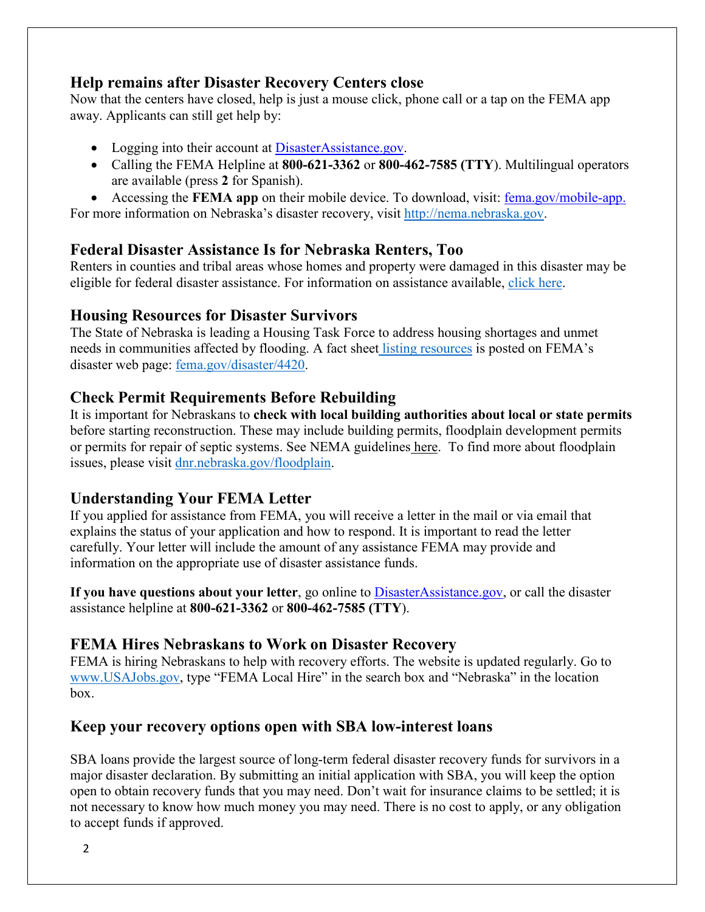## Help remains after Disaster Recovery Centers close

Now that the centers have closed, help is just a mouse click, phone call or a tap on the FEMA app away. Applicants can still get help by:

- Logging into their account at DisasterAssistance.gov.
- Calling the FEMA Helpline at **800-621-3362** or **800-462-7585 (TTY**). Multilingual operators are available (press **2** for Spanish).
- Accessing the **FEMA app** on their mobile device. To download, visit: fema.gov/mobile-app.

For more information on Nebraska's disaster recovery, visit http://nema.nebraska.gov.

## Federal Disaster Assistance Is for Nebraska Renters, Too

Renters in counties and tribal areas whose homes and property were damaged in this disaster may be eligible for federal disaster assistance. For information on assistance available, click here.

## Housing Resources for Disaster Survivors

The State of Nebraska is leading a Housing Task Force to address housing shortages and unmet needs in communities affected by flooding. A fact sheet listing resources is posted on FEMA's disaster web page: fema.gov/disaster/4420.

## Check Permit Requirements Before Rebuilding

It is important for Nebraskans to **check with local building authorities about local or state permits** before starting reconstruction. These may include building permits, floodplain development permits or permits for repair of septic systems. See NEMA guidelines here. To find more about floodplain issues, please visit dnr.nebraska.gov/floodplain.

## Understanding Your FEMA Letter

If you applied for assistance from FEMA, you will receive a letter in the mail or via email that explains the status of your application and how to respond. It is important to read the letter carefully. Your letter will include the amount of any assistance FEMA may provide and information on the appropriate use of disaster assistance funds.

**If you have questions about your letter**, go online to DisasterAssistance.gov, or call the disaster assistance helpline at **800-621-3362** or **800-462-7585 (TTY**).

## FEMA Hires Nebraskans to Work on Disaster Recovery

FEMA is hiring Nebraskans to help with recovery efforts. The website is updated regularly. Go to www.USAJobs.gov, type "FEMA Local Hire" in the search box and "Nebraska" in the location box.

## Keep your recovery options open with SBA low-interest loans

SBA loans provide the largest source of long-term federal disaster recovery funds for survivors in a major disaster declaration. By submitting an initial application with SBA, you will keep the option open to obtain recovery funds that you may need. Don't wait for insurance claims to be settled; it is not necessary to know how much money you may need. There is no cost to apply, or any obligation to accept funds if approved.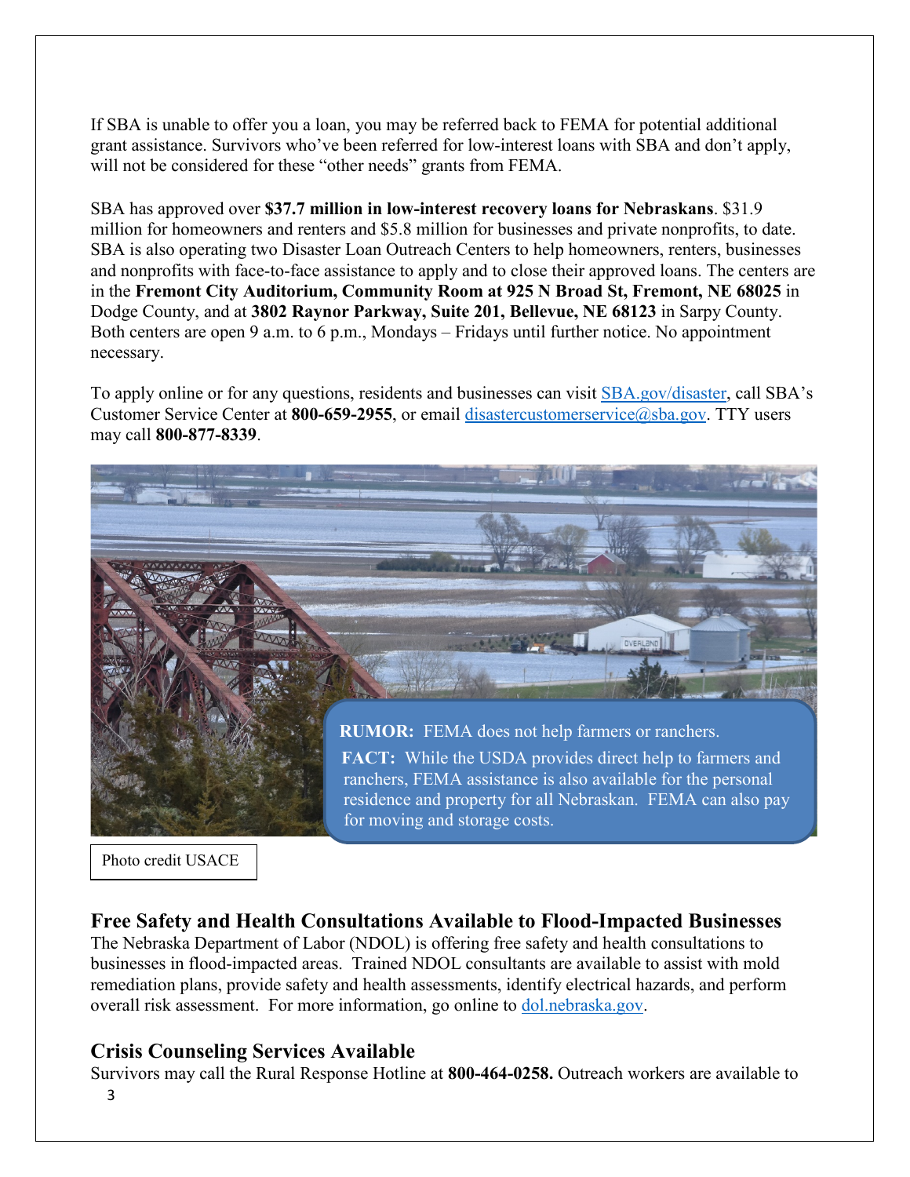If SBA is unable to offer you a loan, you may be referred back to FEMA for potential additional grant assistance. Survivors who've been referred for low-interest loans with SBA and don't apply, will not be considered for these "other needs" grants from FEMA.

SBA has approved over **$37.7 million in low-interest recovery loans for Nebraskans**. $31.9 million for homeowners and renters and $5.8 million for businesses and private nonprofits, to date. SBA is also operating two Disaster Loan Outreach Centers to help homeowners, renters, businesses and nonprofits with face-to-face assistance to apply and to close their approved loans. The centers are in the **Fremont City Auditorium, Community Room at 925 N Broad St, Fremont, NE 68025** in Dodge County, and at **3802 Raynor Parkway, Suite 201, Bellevue, NE 68123** in Sarpy County. Both centers are open 9 a.m. to 6 p.m., Mondays – Fridays until further notice. No appointment necessary.

To apply online or for any questions, residents and businesses can visit SBA.gov/disaster, call SBA's Customer Service Center at **800-659-2955**, or email disastercustomerservice@sba.gov. TTY users may call **800-877-8339**.

**RUMOR:** FEMA does not help farmers or ranchers.

**FACT:** While the USDA provides direct help to farmers and ranchers, FEMA assistance is also available for the personal residence and property for all Nebraskan. FEMA can also pay for moving and storage costs.

Photo credit USACE

## Free Safety and Health Consultations Available to Flood-Impacted Businesses

The Nebraska Department of Labor (NDOL) is offering free safety and health consultations to businesses in flood-impacted areas. Trained NDOL consultants are available to assist with mold remediation plans, provide safety and health assessments, identify electrical hazards, and perform overall risk assessment. For more information, go online to dol.nebraska.gov.

## Crisis Counseling Services Available

Survivors may call the Rural Response Hotline at **800-464-0258.** Outreach workers are available to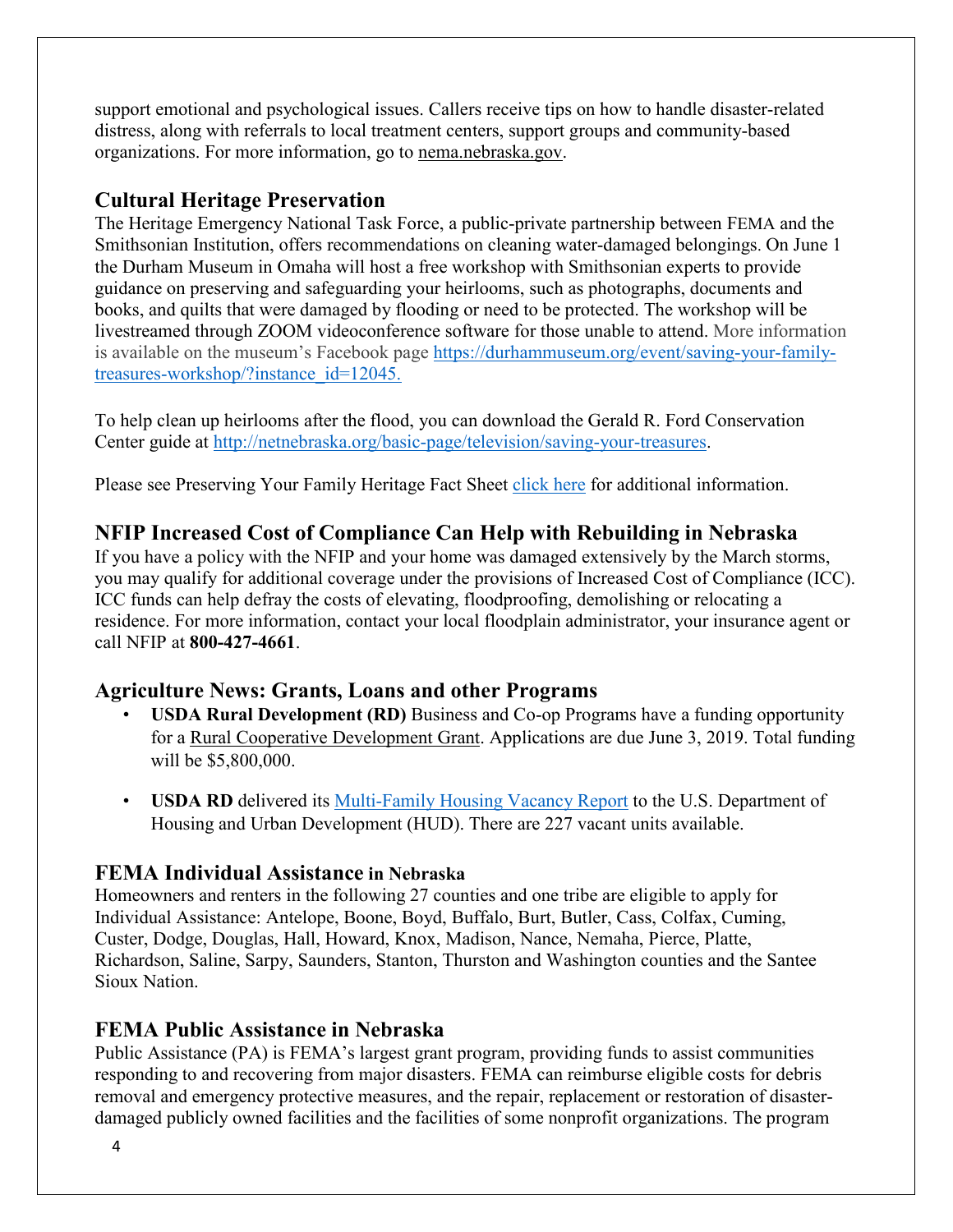support emotional and psychological issues. Callers receive tips on how to handle disaster-related distress, along with referrals to local treatment centers, support groups and community-based organizations. For more information, go to nema.nebraska.gov.

## Cultural Heritage Preservation

The Heritage Emergency National Task Force, a public-private partnership between FEMA and the Smithsonian Institution, offers recommendations on cleaning water-damaged belongings. On June 1 the Durham Museum in Omaha will host a free workshop with Smithsonian experts to provide guidance on preserving and safeguarding your heirlooms, such as photographs, documents and books, and quilts that were damaged by flooding or need to be protected. The workshop will be livestreamed through ZOOM videoconference software for those unable to attend. More information is available on the museum's Facebook page https://durhammuseum.org/event/saving-your-family-treasures-workshop/?instance_id=12045.

To help clean up heirlooms after the flood, you can download the Gerald R. Ford Conservation Center guide at http://netnebraska.org/basic-page/television/saving-your-treasures.

Please see Preserving Your Family Heritage Fact Sheet click here for additional information.

## NFIP Increased Cost of Compliance Can Help with Rebuilding in Nebraska

If you have a policy with the NFIP and your home was damaged extensively by the March storms, you may qualify for additional coverage under the provisions of Increased Cost of Compliance (ICC). ICC funds can help defray the costs of elevating, floodproofing, demolishing or relocating a residence. For more information, contact your local floodplain administrator, your insurance agent or call NFIP at **800-427-4661**.

## Agriculture News: Grants, Loans and other Programs

- **USDA Rural Development (RD)** Business and Co-op Programs have a funding opportunity for a Rural Cooperative Development Grant. Applications are due June 3, 2019. Total funding will be $5,800,000.
- **USDA RD** delivered its Multi-Family Housing Vacancy Report to the U.S. Department of Housing and Urban Development (HUD). There are 227 vacant units available.

## FEMA Individual Assistance in Nebraska

Homeowners and renters in the following 27 counties and one tribe are eligible to apply for Individual Assistance: Antelope, Boone, Boyd, Buffalo, Burt, Butler, Cass, Colfax, Cuming, Custer, Dodge, Douglas, Hall, Howard, Knox, Madison, Nance, Nemaha, Pierce, Platte, Richardson, Saline, Sarpy, Saunders, Stanton, Thurston and Washington counties and the Santee Sioux Nation.

## FEMA Public Assistance in Nebraska

Public Assistance (PA) is FEMA's largest grant program, providing funds to assist communities responding to and recovering from major disasters. FEMA can reimburse eligible costs for debris removal and emergency protective measures, and the repair, replacement or restoration of disaster-damaged publicly owned facilities and the facilities of some nonprofit organizations. The program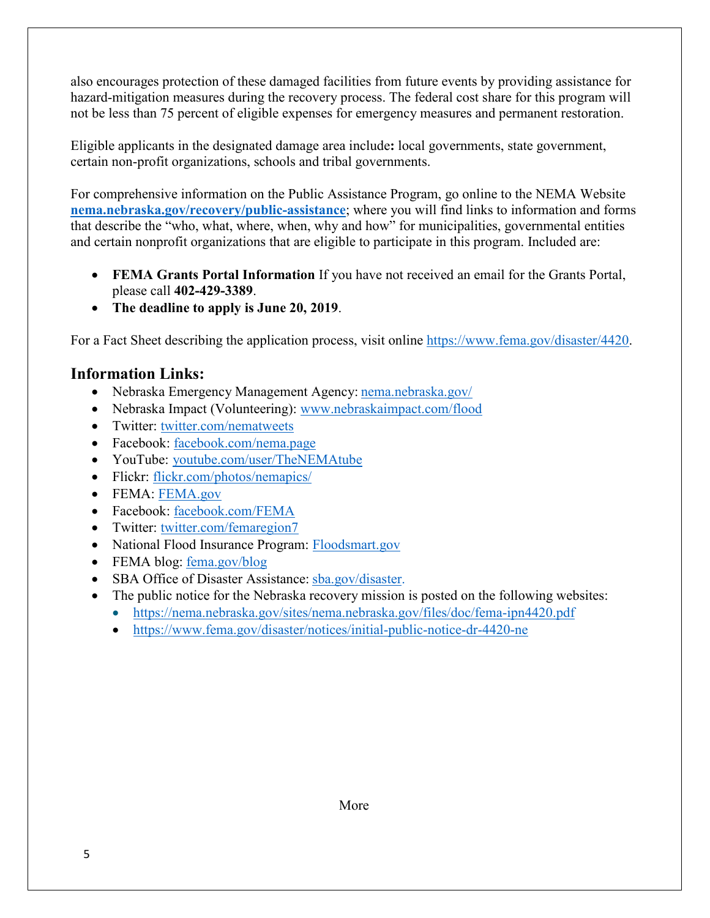also encourages protection of these damaged facilities from future events by providing assistance for hazard-mitigation measures during the recovery process. The federal cost share for this program will not be less than 75 percent of eligible expenses for emergency measures and permanent restoration.

Eligible applicants in the designated damage area include**:** local governments, state government, certain non-profit organizations, schools and tribal governments.

For comprehensive information on the Public Assistance Program, go online to the NEMA Website **nema.nebraska.gov/recovery/public-assistance**; where you will find links to information and forms that describe the "who, what, where, when, why and how" for municipalities, governmental entities and certain nonprofit organizations that are eligible to participate in this program. Included are:

- **FEMA Grants Portal Information** If you have not received an email for the Grants Portal, please call **402-429-3389**.
- **The deadline to apply is June 20, 2019**.

For a Fact Sheet describing the application process, visit online https://www.fema.gov/disaster/4420.

## Information Links:

- Nebraska Emergency Management Agency: nema.nebraska.gov/
- Nebraska Impact (Volunteering): www.nebraskaimpact.com/flood
- Twitter: twitter.com/nematweets
- Facebook: facebook.com/nema.page
- YouTube: youtube.com/user/TheNEMAtube
- Flickr: flickr.com/photos/nemapics/
- FEMA: FEMA.gov
- Facebook: facebook.com/FEMA
- Twitter: twitter.com/femaregion7
- National Flood Insurance Program: Floodsmart.gov
- FEMA blog: fema.gov/blog
- SBA Office of Disaster Assistance: sba.gov/disaster.
- The public notice for the Nebraska recovery mission is posted on the following websites:
  - https://nema.nebraska.gov/sites/nema.nebraska.gov/files/doc/fema-ipn4420.pdf
  - https://www.fema.gov/disaster/notices/initial-public-notice-dr-4420-ne

More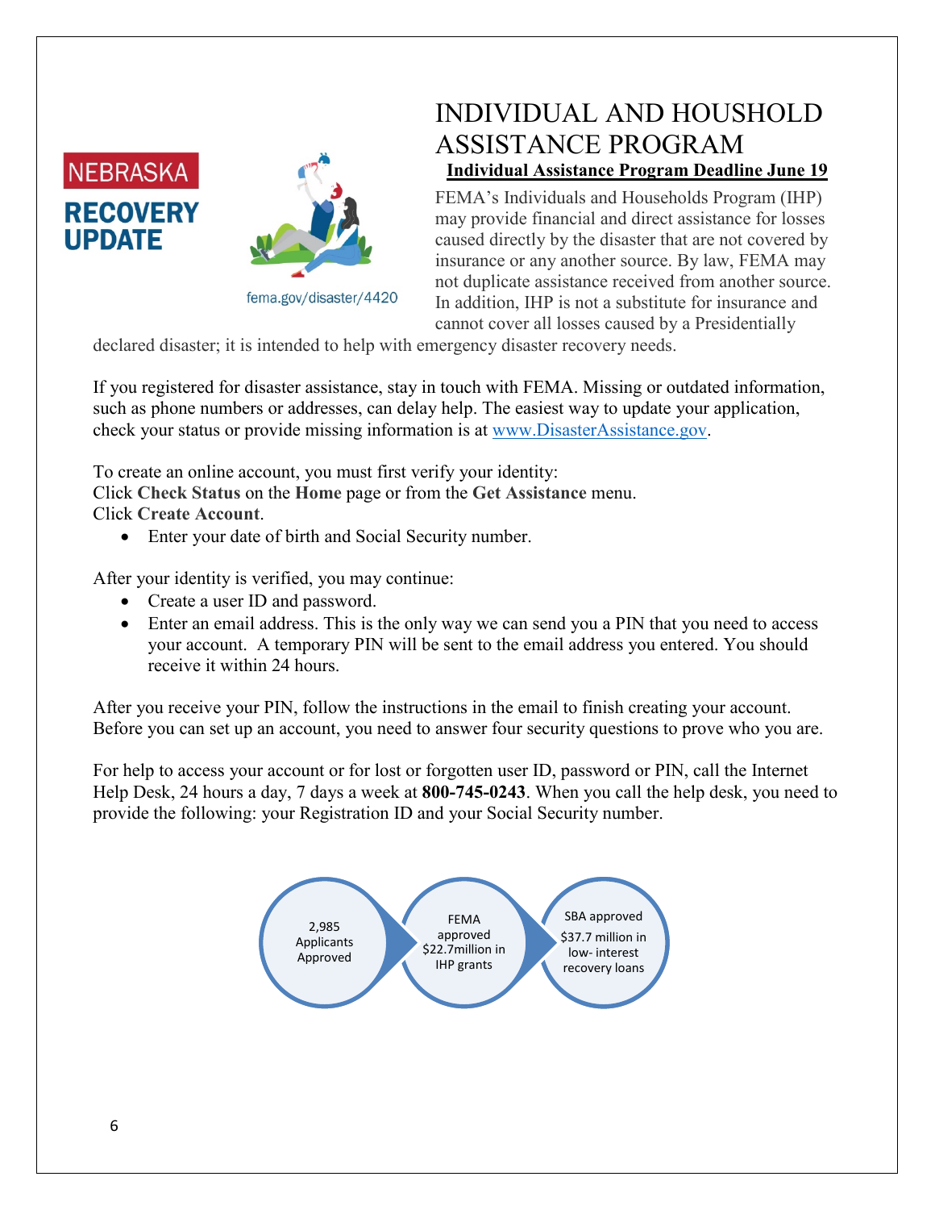NEBRASKA
**RECOVERY UPDATE**

fema.gov/disaster/4420

# INDIVIDUAL AND HOUSHOLD ASSISTANCE PROGRAM

**Individual Assistance Program Deadline June 19**

FEMA's Individuals and Households Program (IHP) may provide financial and direct assistance for losses caused directly by the disaster that are not covered by insurance or any another source. By law, FEMA may not duplicate assistance received from another source. In addition, IHP is not a substitute for insurance and cannot cover all losses caused by a Presidentially declared disaster; it is intended to help with emergency disaster recovery needs.

If you registered for disaster assistance, stay in touch with FEMA. Missing or outdated information, such as phone numbers or addresses, can delay help. The easiest way to update your application, check your status or provide missing information is at www.DisasterAssistance.gov.

To create an online account, you must first verify your identity:
Click **Check Status** on the **Home** page or from the **Get Assistance** menu.
Click **Create Account**.

- Enter your date of birth and Social Security number.

After your identity is verified, you may continue:

- Create a user ID and password.
- Enter an email address. This is the only way we can send you a PIN that you need to access your account. A temporary PIN will be sent to the email address you entered. You should receive it within 24 hours.

After you receive your PIN, follow the instructions in the email to finish creating your account. Before you can set up an account, you need to answer four security questions to prove who you are.

For help to access your account or for lost or forgotten user ID, password or PIN, call the Internet Help Desk, 24 hours a day, 7 days a week at **800-745-0243**. When you call the help desk, you need to provide the following: your Registration ID and your Social Security number.

2,985 Applicants Approved

FEMA approved $22.7million in IHP grants

SBA approved $37.7 million in low- interest recovery loans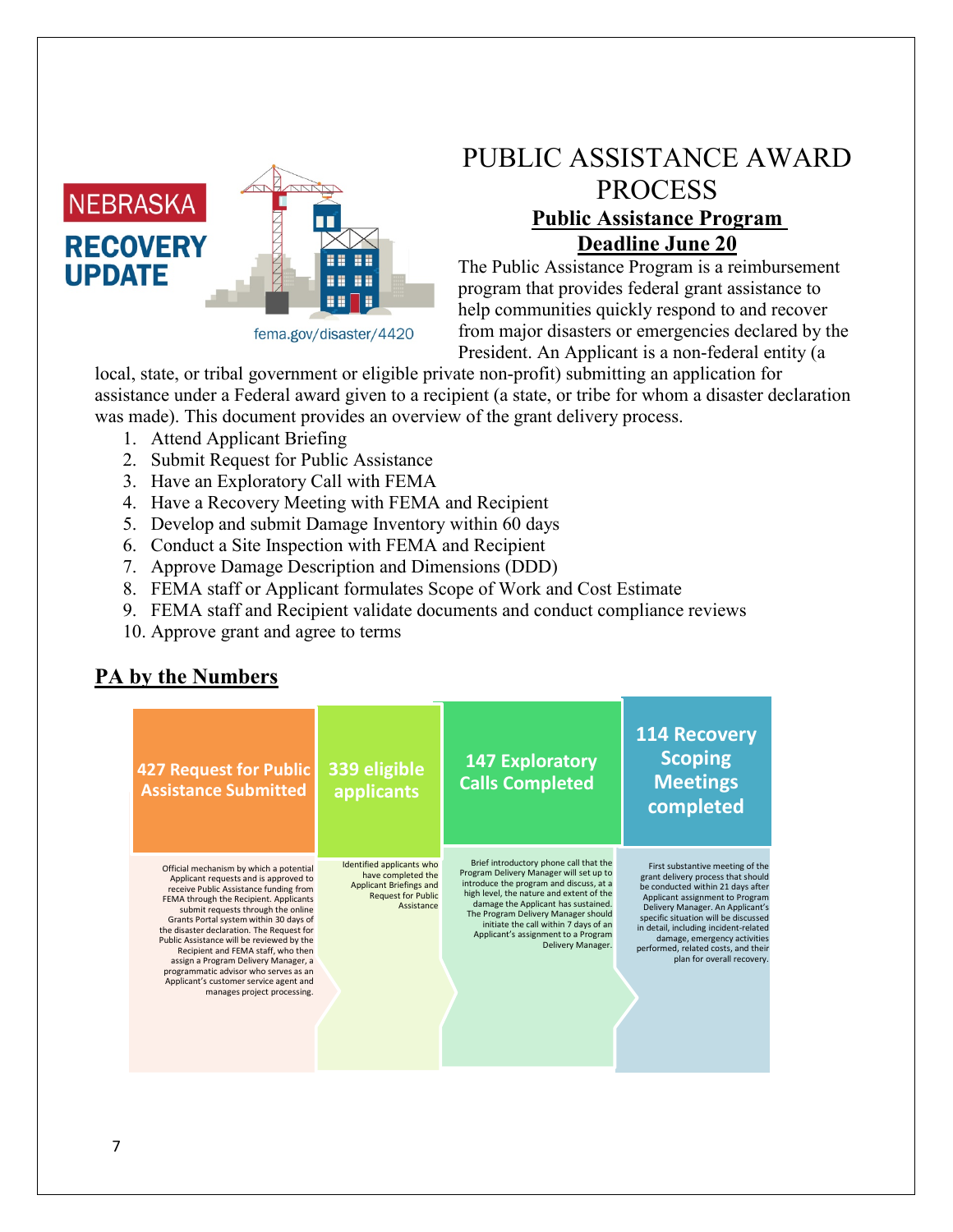NEBRASKA
RECOVERY UPDATE

fema.gov/disaster/4420

# PUBLIC ASSISTANCE AWARD PROCESS

**Public Assistance Program**
**Deadline June 20**

The Public Assistance Program is a reimbursement program that provides federal grant assistance to help communities quickly respond to and recover from major disasters or emergencies declared by the President. An Applicant is a non-federal entity (a local, state, or tribal government or eligible private non-profit) submitting an application for assistance under a Federal award given to a recipient (a state, or tribe for whom a disaster declaration was made). This document provides an overview of the grant delivery process.

1. Attend Applicant Briefing
2. Submit Request for Public Assistance
3. Have an Exploratory Call with FEMA
4. Have a Recovery Meeting with FEMA and Recipient
5. Develop and submit Damage Inventory within 60 days
6. Conduct a Site Inspection with FEMA and Recipient
7. Approve Damage Description and Dimensions (DDD)
8. FEMA staff or Applicant formulates Scope of Work and Cost Estimate
9. FEMA staff and Recipient validate documents and conduct compliance reviews
10. Approve grant and agree to terms

## PA by the Numbers

**427 Request for Public Assistance Submitted**

Official mechanism by which a potential Applicant requests and is approved to receive Public Assistance funding from FEMA through the Recipient. Applicants submit requests through the online Grants Portal system within 30 days of the disaster declaration. The Request for Public Assistance will be reviewed by the Recipient and FEMA staff, who then assign a Program Delivery Manager, a programmatic advisor who serves as an Applicant's customer service agent and manages project processing.

**339 eligible applicants**

Identified applicants who have completed the Applicant Briefings and Request for Public Assistance

**147 Exploratory Calls Completed**

Brief introductory phone call that the Program Delivery Manager will set up to introduce the program and discuss, at a high level, the nature and extent of the damage the Applicant has sustained. The Program Delivery Manager should initiate the call within 7 days of an Applicant's assignment to a Program Delivery Manager.

**114 Recovery Scoping Meetings completed**

First substantive meeting of the grant delivery process that should be conducted within 21 days after Applicant assignment to Program Delivery Manager. An Applicant's specific situation will be discussed in detail, including incident-related damage, emergency activities performed, related costs, and their plan for overall recovery.